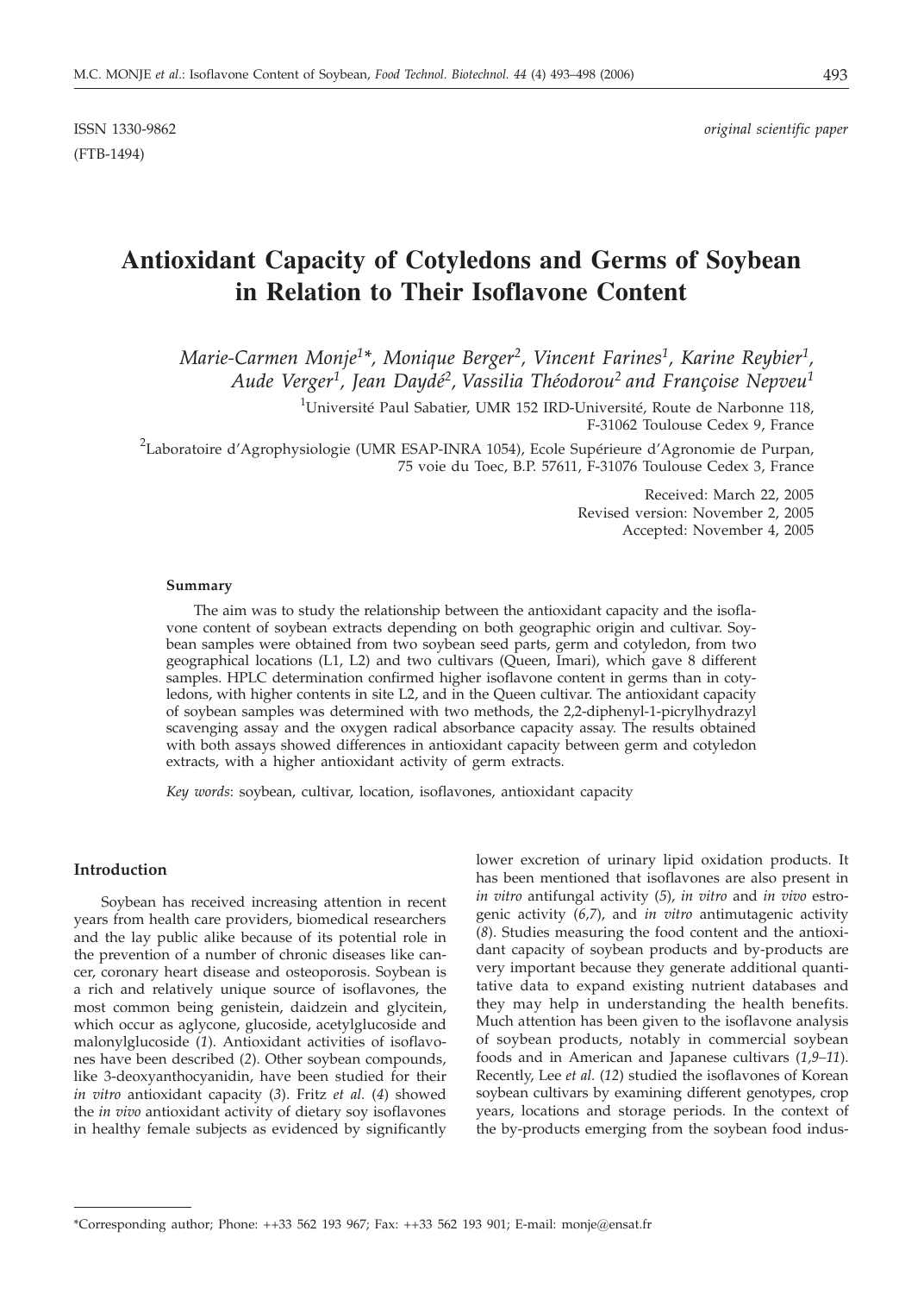ISSN 1330-9862 *original scientific paper*

(FTB-1494)

# Antioxidant Capacity of Cotyledons and Germs of Soybean in Relation to Their Isoflavone Content

*Marie-Carmen Monje[1]*, Monique Berger[2], Vincent Farines[1], Karine Reybier[1], Aude Verger[1], Jean Daydé[2], Vassilia Théodorou[2] and Françoise Nepveu[1]*

[1]Université Paul Sabatier, UMR 152 IRD-Université, Route de Narbonne 118, F-31062 Toulouse Cedex 9, France

[2]Laboratoire d'Agrophysiologie (UMR ESAP-INRA 1054), Ecole Supérieure d'Agronomie de Purpan, 75 voie du Toec, B.P. 57611, F-31076 Toulouse Cedex 3, France

Received: March 22, 2005
Revised version: November 2, 2005
Accepted: November 4, 2005

#### Summary

The aim was to study the relationship between the antioxidant capacity and the isoflavone content of soybean extracts depending on both geographic origin and cultivar. Soybean samples were obtained from two soybean seed parts, germ and cotyledon, from two geographical locations (L1, L2) and two cultivars (Queen, Imari), which gave 8 different samples. HPLC determination confirmed higher isoflavone content in germs than in cotyledons, with higher contents in site L2, and in the Queen cultivar. The antioxidant capacity of soybean samples was determined with two methods, the 2,2-diphenyl-1-picrylhydrazyl scavenging assay and the oxygen radical absorbance capacity assay. The results obtained with both assays showed differences in antioxidant capacity between germ and cotyledon extracts, with a higher antioxidant activity of germ extracts.

*Key words*: soybean, cultivar, location, isoflavones, antioxidant capacity

## Introduction

Soybean has received increasing attention in recent years from health care providers, biomedical researchers and the lay public alike because of its potential role in the prevention of a number of chronic diseases like cancer, coronary heart disease and osteoporosis. Soybean is a rich and relatively unique source of isoflavones, the most common being genistein, daidzein and glycitein, which occur as aglycone, glucoside, acetylglucoside and malonylglucoside (*1*). Antioxidant activities of isoflavones have been described (*2*). Other soybean compounds, like 3-deoxyanthocyanidin, have been studied for their *in vitro* antioxidant capacity (*3*). Fritz *et al.* (*4*) showed the *in vivo* antioxidant activity of dietary soy isoflavones in healthy female subjects as evidenced by significantly lower excretion of urinary lipid oxidation products. It has been mentioned that isoflavones are also present in *in vitro* antifungal activity (*5*), *in vitro* and *in vivo* estrogenic activity (*6,7*), and *in vitro* antimutagenic activity (*8*). Studies measuring the food content and the antioxidant capacity of soybean products and by-products are very important because they generate additional quantitative data to expand existing nutrient databases and they may help in understanding the health benefits. Much attention has been given to the isoflavone analysis of soybean products, notably in commercial soybean foods and in American and Japanese cultivars (*1,9–11*). Recently, Lee *et al.* (*12*) studied the isoflavones of Korean soybean cultivars by examining different genotypes, crop years, locations and storage periods. In the context of the by-products emerging from the soybean food indus-

---

*Corresponding author; Phone: ++33 562 193 967; Fax: ++33 562 193 901; E-mail: monje@ensat.fr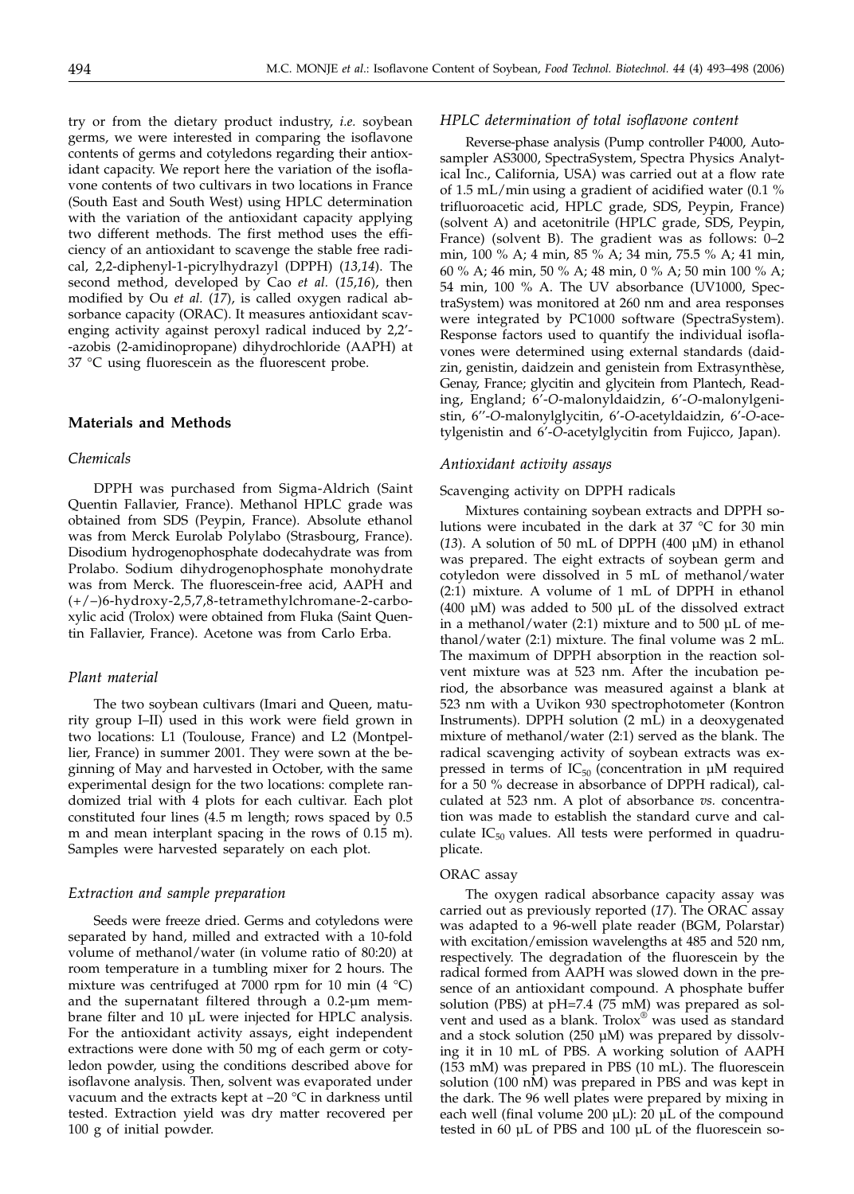try or from the dietary product industry, *i.e.* soybean germs, we were interested in comparing the isoflavone contents of germs and cotyledons regarding their antioxidant capacity. We report here the variation of the isoflavone contents of two cultivars in two locations in France (South East and South West) using HPLC determination with the variation of the antioxidant capacity applying two different methods. The first method uses the efficiency of an antioxidant to scavenge the stable free radical, 2,2-diphenyl-1-picrylhydrazyl (DPPH) (*13,14*). The second method, developed by Cao *et al.* (*15,16*), then modified by Ou *et al.* (*17*), is called oxygen radical absorbance capacity (ORAC). It measures antioxidant scavenging activity against peroxyl radical induced by 2,2'-azobis (2-amidinopropane) dihydrochloride (AAPH) at 37 °C using fluorescein as the fluorescent probe.

## Materials and Methods

### *Chemicals*

DPPH was purchased from Sigma-Aldrich (Saint Quentin Fallavier, France). Methanol HPLC grade was obtained from SDS (Peypin, France). Absolute ethanol was from Merck Eurolab Polylabo (Strasbourg, France). Disodium hydrogenophosphate dodecahydrate was from Prolabo. Sodium dihydrogenophosphate monohydrate was from Merck. The fluorescein-free acid, AAPH and (+/–)6-hydroxy-2,5,7,8-tetramethylchromane-2-carboxylic acid (Trolox) were obtained from Fluka (Saint Quentin Fallavier, France). Acetone was from Carlo Erba.

### *Plant material*

The two soybean cultivars (Imari and Queen, maturity group I–II) used in this work were field grown in two locations: L1 (Toulouse, France) and L2 (Montpellier, France) in summer 2001. They were sown at the beginning of May and harvested in October, with the same experimental design for the two locations: complete randomized trial with 4 plots for each cultivar. Each plot constituted four lines (4.5 m length; rows spaced by 0.5 m and mean interplant spacing in the rows of 0.15 m). Samples were harvested separately on each plot.

### *Extraction and sample preparation*

Seeds were freeze dried. Germs and cotyledons were separated by hand, milled and extracted with a 10-fold volume of methanol/water (in volume ratio of 80:20) at room temperature in a tumbling mixer for 2 hours. The mixture was centrifuged at 7000 rpm for 10 min (4 °C) and the supernatant filtered through a 0.2-µm membrane filter and 10 µL were injected for HPLC analysis. For the antioxidant activity assays, eight independent extractions were done with 50 mg of each germ or cotyledon powder, using the conditions described above for isoflavone analysis. Then, solvent was evaporated under vacuum and the extracts kept at –20 °C in darkness until tested. Extraction yield was dry matter recovered per 100 g of initial powder.

### *HPLC determination of total isoflavone content*

Reverse-phase analysis (Pump controller P4000, Autosampler AS3000, SpectraSystem, Spectra Physics Analytical Inc., California, USA) was carried out at a flow rate of 1.5 mL/min using a gradient of acidified water (0.1 % trifluoroacetic acid, HPLC grade, SDS, Peypin, France) (solvent A) and acetonitrile (HPLC grade, SDS, Peypin, France) (solvent B). The gradient was as follows: 0–2 min, 100 % A; 4 min, 85 % A; 34 min, 75.5 % A; 41 min, 60 % A; 46 min, 50 % A; 48 min, 0 % A; 50 min 100 % A; 54 min, 100 % A. The UV absorbance (UV1000, SpectraSystem) was monitored at 260 nm and area responses were integrated by PC1000 software (SpectraSystem). Response factors used to quantify the individual isoflavones were determined using external standards (daidzin, genistin, daidzein and genistein from Extrasynthèse, Genay, France; glycitin and glycitein from Plantech, Reading, England; 6'-*O*-malonyldaidzin, 6'-*O*-malonylgenistin, 6''-*O*-malonylglycitin, 6'-*O*-acetyldaidzin, 6'-*O*-acetylgenistin and 6'-*O*-acetylglycitin from Fujicco, Japan).

### *Antioxidant activity assays*

#### Scavenging activity on DPPH radicals

Mixtures containing soybean extracts and DPPH solutions were incubated in the dark at 37 °C for 30 min (*13*). A solution of 50 mL of DPPH (400 µM) in ethanol was prepared. The eight extracts of soybean germ and cotyledon were dissolved in 5 mL of methanol/water (2:1) mixture. A volume of 1 mL of DPPH in ethanol (400 µM) was added to 500 µL of the dissolved extract in a methanol/water (2:1) mixture and to 500 µL of methanol/water (2:1) mixture. The final volume was 2 mL. The maximum of DPPH absorption in the reaction solvent mixture was at 523 nm. After the incubation period, the absorbance was measured against a blank at 523 nm with a Uvikon 930 spectrophotometer (Kontron Instruments). DPPH solution (2 mL) in a deoxygenated mixture of methanol/water (2:1) served as the blank. The radical scavenging activity of soybean extracts was expressed in terms of $IC_{50}$ (concentration in µM required for a 50 % decrease in absorbance of DPPH radical), calculated at 523 nm. A plot of absorbance *vs.* concentration was made to establish the standard curve and calculate $IC_{50}$ values. All tests were performed in quadruplicate.

#### ORAC assay

The oxygen radical absorbance capacity assay was carried out as previously reported (*17*). The ORAC assay was adapted to a 96-well plate reader (BGM, Polarstar) with excitation/emission wavelengths at 485 and 520 nm, respectively. The degradation of the fluorescein by the radical formed from AAPH was slowed down in the presence of an antioxidant compound. A phosphate buffer solution (PBS) at pH=7.4 (75 mM) was prepared as solvent and used as a blank. Trolox® was used as standard and a stock solution (250 µM) was prepared by dissolving it in 10 mL of PBS. A working solution of AAPH (153 mM) was prepared in PBS (10 mL). The fluorescein solution (100 nM) was prepared in PBS and was kept in the dark. The 96 well plates were prepared by mixing in each well (final volume 200 µL): 20 µL of the compound tested in 60 µL of PBS and 100 µL of the fluorescein so-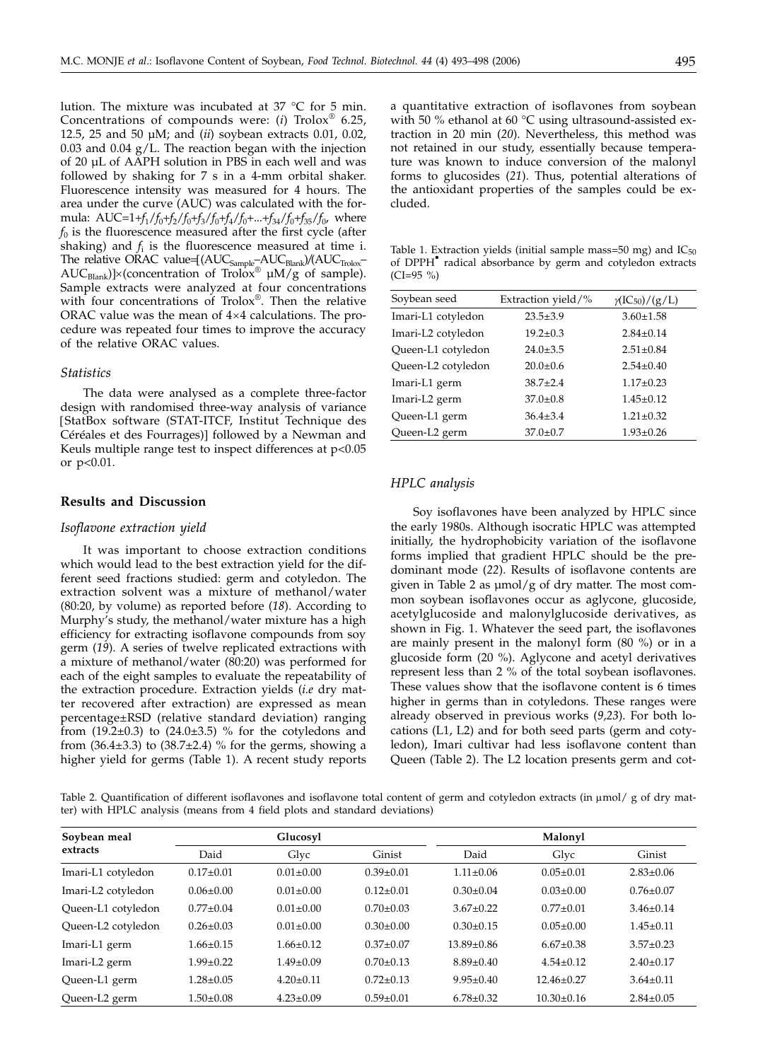lution. The mixture was incubated at 37 °C for 5 min. Concentrations of compounds were: (*i*) Trolox® 6.25, 12.5, 25 and 50 µM; and (*ii*) soybean extracts 0.01, 0.02, 0.03 and 0.04 g/L. The reaction began with the injection of 20 µL of AAPH solution in PBS in each well and was followed by shaking for 7 s in a 4-mm orbital shaker. Fluorescence intensity was measured for 4 hours. The area under the curve (AUC) was calculated with the formula: $AUC=1+f_1/f_0+f_2/f_0+f_3/f_0+f_4/f_0+...+f_{34}/f_0+f_{35}/f_0$, where $f_0$ is the fluorescence measured after the first cycle (after shaking) and $f_i$ is the fluorescence measured at time i. The relative ORAC value=$[(AUC_{Sample}-AUC_{Blank})/(AUC_{Trolox}-AUC_{Blank})]\times$(concentration of Trolox® µM/g of sample). Sample extracts were analyzed at four concentrations with four concentrations of Trolox®. Then the relative ORAC value was the mean of 4×4 calculations. The procedure was repeated four times to improve the accuracy of the relative ORAC values.

### *Statistics*

The data were analysed as a complete three-factor design with randomised three-way analysis of variance [StatBox software (STAT-ITCF, Institut Technique des Céréales et des Fourrages)] followed by a Newman and Keuls multiple range test to inspect differences at $p<0.05$ or $p<0.01$.

## Results and Discussion

### *Isoflavone extraction yield*

It was important to choose extraction conditions which would lead to the best extraction yield for the different seed fractions studied: germ and cotyledon. The extraction solvent was a mixture of methanol/water (80:20, by volume) as reported before (*18*). According to Murphy's study, the methanol/water mixture has a high efficiency for extracting isoflavone compounds from soy germ (*19*). A series of twelve replicated extractions with a mixture of methanol/water (80:20) was performed for each of the eight samples to evaluate the repeatability of the extraction procedure. Extraction yields (*i.e* dry matter recovered after extraction) are expressed as mean percentage±RSD (relative standard deviation) ranging from (19.2±0.3) to (24.0±3.5) % for the cotyledons and from (36.4±3.3) to (38.7±2.4) % for the germs, showing a higher yield for germs (Table 1). A recent study reports a quantitative extraction of isoflavones from soybean with 50 % ethanol at 60 °C using ultrasound-assisted extraction in 20 min (*20*). Nevertheless, this method was not retained in our study, essentially because temperature was known to induce conversion of the malonyl forms to glucosides (*21*). Thus, potential alterations of the antioxidant properties of the samples could be excluded.

Table 1. Extraction yields (initial sample mass=50 mg) and $IC_{50}$ of DPPH• radical absorbance by germ and cotyledon extracts (CI=95 %)

| Soybean seed | Extraction yield/% | $\gamma(IC_{50})/(g/L)$ |
|---|---|---|
| Imari-L1 cotyledon | 23.5±3.9 | 3.60±1.58 |
| Imari-L2 cotyledon | 19.2±0.3 | 2.84±0.14 |
| Queen-L1 cotyledon | 24.0±3.5 | 2.51±0.84 |
| Queen-L2 cotyledon | 20.0±0.6 | 2.54±0.40 |
| Imari-L1 germ | 38.7±2.4 | 1.17±0.23 |
| Imari-L2 germ | 37.0±0.8 | 1.45±0.12 |
| Queen-L1 germ | 36.4±3.4 | 1.21±0.32 |
| Queen-L2 germ | 37.0±0.7 | 1.93±0.26 |

### *HPLC analysis*

Soy isoflavones have been analyzed by HPLC since the early 1980s. Although isocratic HPLC was attempted initially, the hydrophobicity variation of the isoflavone forms implied that gradient HPLC should be the predominant mode (*22*). Results of isoflavone contents are given in Table 2 as µmol/g of dry matter. The most common soybean isoflavones occur as aglycone, glucoside, acetylglucoside and malonylglucoside derivatives, as shown in Fig. 1. Whatever the seed part, the isoflavones are mainly present in the malonyl form (80 %) or in a glucoside form (20 %). Aglycone and acetyl derivatives represent less than 2 % of the total soybean isoflavones. These values show that the isoflavone content is 6 times higher in germs than in cotyledons. These ranges were already observed in previous works (*9,23*). For both locations (L1, L2) and for both seed parts (germ and cotyledon), Imari cultivar had less isoflavone content than Queen (Table 2). The L2 location presents germ and cot-

Table 2. Quantification of different isoflavones and isoflavone total content of germ and cotyledon extracts (in µmol/ g of dry matter) with HPLC analysis (means from 4 field plots and standard deviations)

| Soybean meal extracts | Glucosyl | | | Malonyl | | |
|---|---|---|---|---|---|---|
| | Daid | Glyc | Ginist | Daid | Glyc | Ginist |
| Imari-L1 cotyledon | 0.17±0.01 | 0.01±0.00 | 0.39±0.01 | 1.11±0.06 | 0.05±0.01 | 2.83±0.06 |
| Imari-L2 cotyledon | 0.06±0.00 | 0.01±0.00 | 0.12±0.01 | 0.30±0.04 | 0.03±0.00 | 0.76±0.07 |
| Queen-L1 cotyledon | 0.77±0.04 | 0.01±0.00 | 0.70±0.03 | 3.67±0.22 | 0.77±0.01 | 3.46±0.14 |
| Queen-L2 cotyledon | 0.26±0.03 | 0.01±0.00 | 0.30±0.00 | 0.30±0.15 | 0.05±0.00 | 1.45±0.11 |
| Imari-L1 germ | 1.66±0.15 | 1.66±0.12 | 0.37±0.07 | 13.89±0.86 | 6.67±0.38 | 3.57±0.23 |
| Imari-L2 germ | 1.99±0.22 | 1.49±0.09 | 0.70±0.13 | 8.89±0.40 | 4.54±0.12 | 2.40±0.17 |
| Queen-L1 germ | 1.28±0.05 | 4.20±0.11 | 0.72±0.13 | 9.95±0.40 | 12.46±0.27 | 3.64±0.11 |
| Queen-L2 germ | 1.50±0.08 | 4.23±0.09 | 0.59±0.01 | 6.78±0.32 | 10.30±0.16 | 2.84±0.05 |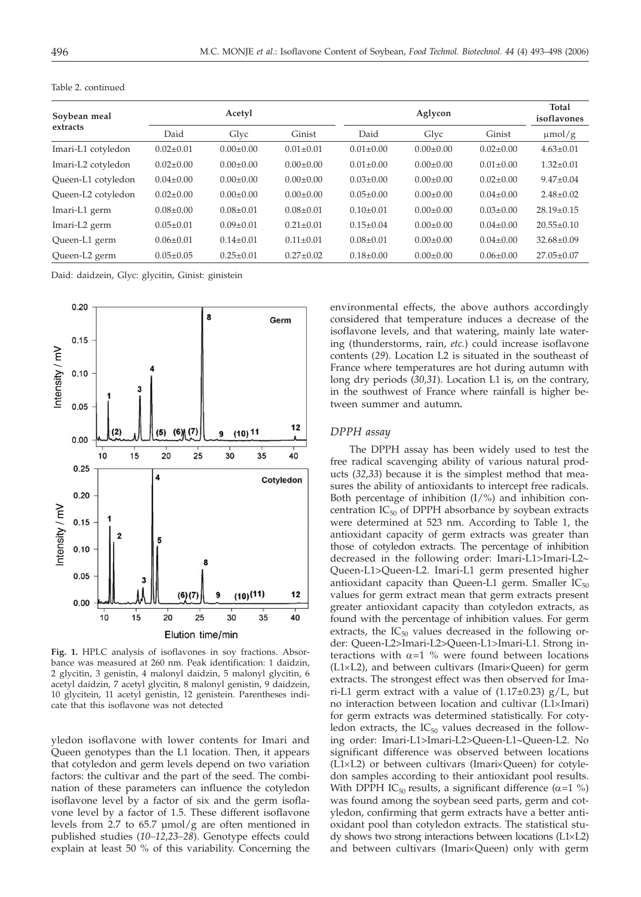Table 2. continued

| Soybean meal extracts | Acetyl | | | Aglycon | | | Total isoflavones |
|---|---|---|---|---|---|---|---|
| | Daid | Glyc | Ginist | Daid | Glyc | Ginist | μmol/g |
| Imari-L1 cotyledon | 0.02±0.01 | 0.00±0.00 | 0.01±0.01 | 0.01±0.00 | 0.00±0.00 | 0.02±0.00 | 4.63±0.01 |
| Imari-L2 cotyledon | 0.02±0.00 | 0.00±0.00 | 0.00±0.00 | 0.01±0.00 | 0.00±0.00 | 0.01±0.00 | 1.32±0.01 |
| Queen-L1 cotyledon | 0.04±0.00 | 0.00±0.00 | 0.00±0.00 | 0.03±0.00 | 0.00±0.00 | 0.02±0.00 | 9.47±0.04 |
| Queen-L2 cotyledon | 0.02±0.00 | 0.00±0.00 | 0.00±0.00 | 0.05±0.00 | 0.00±0.00 | 0.04±0.00 | 2.48±0.02 |
| Imari-L1 germ | 0.08±0.00 | 0.08±0.01 | 0.08±0.01 | 0.10±0.01 | 0.00±0.00 | 0.03±0.00 | 28.19±0.15 |
| Imari-L2 germ | 0.05±0.01 | 0.09±0.01 | 0.21±0.01 | 0.15±0.04 | 0.00±0.00 | 0.04±0.00 | 20.55±0.10 |
| Queen-L1 germ | 0.06±0.01 | 0.14±0.01 | 0.11±0.01 | 0.08±0.01 | 0.00±0.00 | 0.04±0.00 | 32.68±0.09 |
| Queen-L2 germ | 0.05±0.05 | 0.25±0.01 | 0.27±0.02 | 0.18±0.00 | 0.00±0.00 | 0.06±0.00 | 27.05±0.07 |

Daid: daidzein, Glyc: glycitin, Ginist: ginistein

Germ
Intensity / mV
0.20
0.15
0.10
0.05
0.00
1 (2) 3 4 (5) (6) (7) 8 9 (10) 11 12
10 15 20 25 30 35 40

Cotyledon
Intensity / mV
0.25
0.20
0.15
0.10
0.05
0.00
1 2 3 4 5 (6) (7) 8 9 (10) (11) 12
10 15 20 25 30 35 40
Elution time/min

**Fig. 1.** HPLC analysis of isoflavones in soy fractions. Absorbance was measured at 260 nm. Peak identification: 1 daidzin, 2 glycitin, 3 genistin, 4 malonyl daidzin, 5 malonyl glycitin, 6 acetyl daidzin, 7 acetyl glycitin, 8 malonyl genistin, 9 daidzein, 10 glycitein, 11 acetyl genistin, 12 genistein. Parentheses indicate that this isoflavone was not detected

yledon isoflavone with lower contents for Imari and Queen genotypes than the L1 location. Then, it appears that cotyledon and germ levels depend on two variation factors: the cultivar and the part of the seed. The combination of these parameters can influence the cotyledon isoflavone level by a factor of six and the germ isoflavone level by a factor of 1.5. These different isoflavone levels from 2.7 to 65.7 μmol/g are often mentioned in published studies (*10–12,23–28*). Genotype effects could explain at least 50 % of this variability. Concerning the environmental effects, the above authors accordingly considered that temperature induces a decrease of the isoflavone levels, and that watering, mainly late watering (thunderstorms, rain, *etc.*) could increase isoflavone contents (*29*). Location L2 is situated in the southeast of France where temperatures are hot during autumn with long dry periods (*30,31*). Location L1 is, on the contrary, in the southwest of France where rainfall is higher between summer and autumn.

### *DPPH assay*

The DPPH assay has been widely used to test the free radical scavenging ability of various natural products (*32,33*) because it is the simplest method that measures the ability of antioxidants to intercept free radicals. Both percentage of inhibition (I/%) and inhibition concentration $IC_{50}$ of DPPH absorbance by soybean extracts were determined at 523 nm. According to Table 1, the antioxidant capacity of germ extracts was greater than those of cotyledon extracts. The percentage of inhibition decreased in the following order: Imari-L1>Imari-L2~Queen-L1>Queen-L2. Imari-L1 germ presented higher antioxidant capacity than Queen-L1 germ. Smaller $IC_{50}$ values for germ extract mean that germ extracts present greater antioxidant capacity than cotyledon extracts, as found with the percentage of inhibition values. For germ extracts, the $IC_{50}$ values decreased in the following order: Queen-L2>Imari-L2>Queen-L1>Imari-L1. Strong interactions with $\alpha$=1 % were found between locations (L1×L2), and between cultivars (Imari×Queen) for germ extracts. The strongest effect was then observed for Imari-L1 germ extract with a value of (1.17±0.23) g/L, but no interaction between location and cultivar (L1×Imari) for germ extracts was determined statistically. For cotyledon extracts, the $IC_{50}$ values decreased in the following order: Imari-L1>Imari-L2>Queen-L1~Queen-L2. No significant difference was observed between locations (L1×L2) or between cultivars (Imari×Queen) for cotyledon samples according to their antioxidant pool results. With DPPH $IC_{50}$ results, a significant difference ($\alpha$=1 %) was found among the soybean seed parts, germ and cotyledon, confirming that germ extracts have a better antioxidant pool than cotyledon extracts. The statistical study shows two strong interactions between locations (L1×L2) and between cultivars (Imari×Queen) only with germ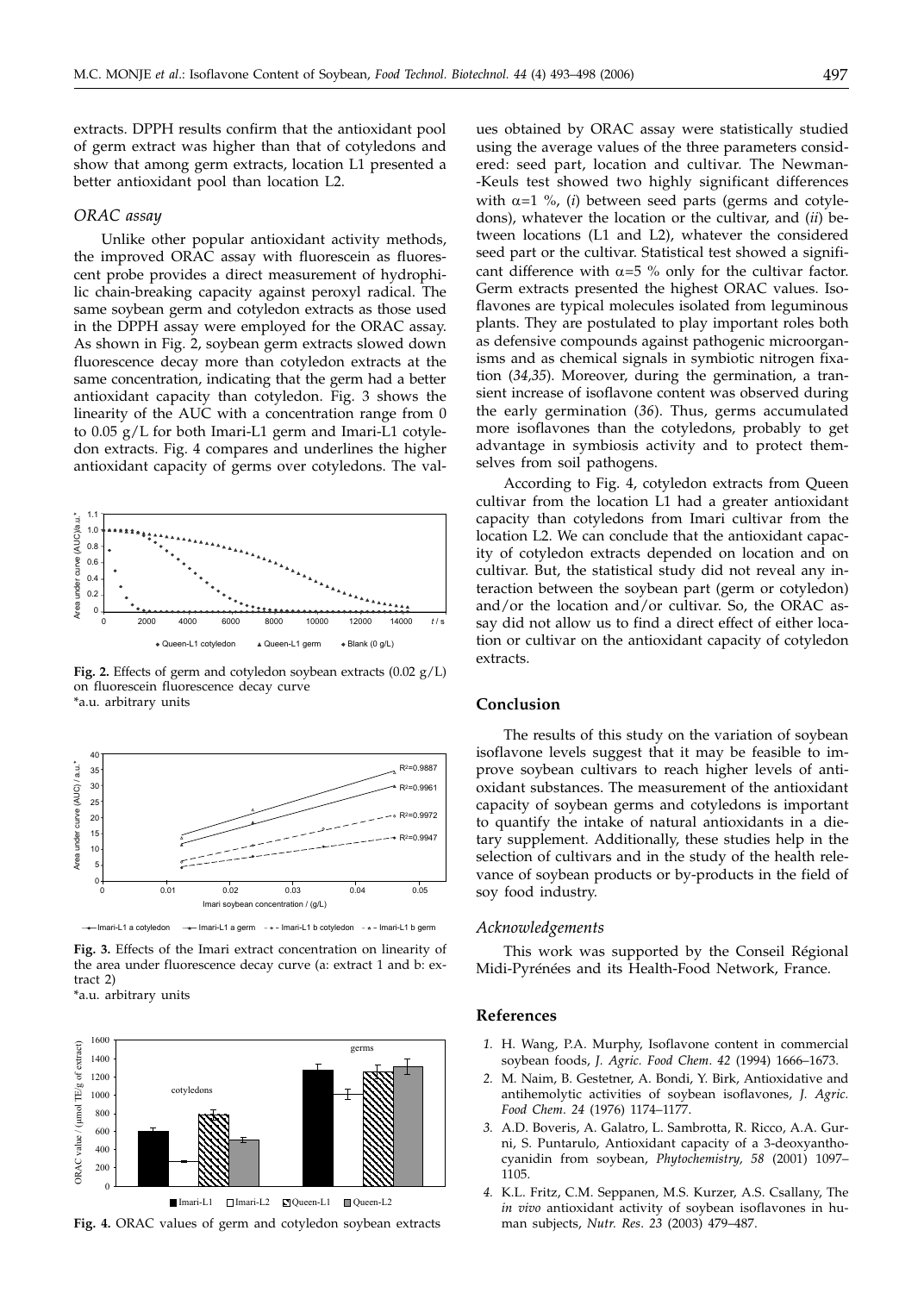extracts. DPPH results confirm that the antioxidant pool of germ extract was higher than that of cotyledons and show that among germ extracts, location L1 presented a better antioxidant pool than location L2.

### *ORAC assay*

Unlike other popular antioxidant activity methods, the improved ORAC assay with fluorescein as fluorescent probe provides a direct measurement of hydrophilic chain-breaking capacity against peroxyl radical. The same soybean germ and cotyledon extracts as those used in the DPPH assay were employed for the ORAC assay. As shown in Fig. 2, soybean germ extracts slowed down fluorescence decay more than cotyledon extracts at the same concentration, indicating that the germ had a better antioxidant capacity than cotyledon. Fig. 3 shows the linearity of the AUC with a concentration range from 0 to 0.05 g/L for both Imari-L1 germ and Imari-L1 cotyledon extracts. Fig. 4 compares and underlines the higher antioxidant capacity of germs over cotyledons. The values obtained by ORAC assay were statistically studied using the average values of the three parameters considered: seed part, location and cultivar. The Newman-Keuls test showed two highly significant differences with $\alpha$=1 %, (*i*) between seed parts (germs and cotyledons), whatever the location or the cultivar, and (*ii*) between locations (L1 and L2), whatever the considered seed part or the cultivar. Statistical test showed a significant difference with $\alpha$=5 % only for the cultivar factor. Germ extracts presented the highest ORAC values. Isoflavones are typical molecules isolated from leguminous plants. They are postulated to play important roles both as defensive compounds against pathogenic microorganisms and as chemical signals in symbiotic nitrogen fixation (*34,35*). Moreover, during the germination, a transient increase of isoflavone content was observed during the early germination (*36*). Thus, germs accumulated more isoflavones than the cotyledons, probably to get advantage in symbiosis activity and to protect themselves from soil pathogens.

Area under curve (AUC)/a.u.*
1.1
1.0
0.8
0.6
0.4
0.2
0
0 2000 4000 6000 8000 10000 12000 14000 t / s
Queen-L1 cotyledon
Queen-L1 germ
Blank (0 g/L)

**Fig. 2.** Effects of germ and cotyledon soybean extracts (0.02 g/L) on fluorescein fluorescence decay curve
*a.u. arbitrary units

Area under curve (AUC) / a.u.*
40
35
30
25
20
15
10
5
0
0 0.01 0.02 0.03 0.04 0.05
Imari soybean concentration / (g/L)
$R^2$=0.9887
$R^2$=0.9961
$R^2$=0.9972
$R^2$=0.9947
Imari-L1 a cotyledon
Imari-L1 a germ
Imari-L1 b cotyledon
Imari-L1 b germ

**Fig. 3.** Effects of the Imari extract concentration on linearity of the area under fluorescence decay curve (a: extract 1 and b: extract 2)
*a.u. arbitrary units

ORAC value / (µmol TE/g of extract)
1600
1400
1200
1000
800
600
400
200
0
cotyledons
germs
Imari-L1
Imari-L2
Queen-L1
Queen-L2

**Fig. 4.** ORAC values of germ and cotyledon soybean extracts

According to Fig. 4, cotyledon extracts from Queen cultivar from the location L1 had a greater antioxidant capacity than cotyledons from Imari cultivar from the location L2. We can conclude that the antioxidant capacity of cotyledon extracts depended on location and on cultivar. But, the statistical study did not reveal any interaction between the soybean part (germ or cotyledon) and/or the location and/or cultivar. So, the ORAC assay did not allow us to find a direct effect of either location or cultivar on the antioxidant capacity of cotyledon extracts.

## Conclusion

The results of this study on the variation of soybean isoflavone levels suggest that it may be feasible to improve soybean cultivars to reach higher levels of antioxidant substances. The measurement of the antioxidant capacity of soybean germs and cotyledons is important to quantify the intake of natural antioxidants in a dietary supplement. Additionally, these studies help in the selection of cultivars and in the study of the health relevance of soybean products or by-products in the field of soy food industry.

### *Acknowledgements*

This work was supported by the Conseil Régional Midi-Pyrénées and its Health-Food Network, France.

## References

1. H. Wang, P.A. Murphy, Isoflavone content in commercial soybean foods, *J. Agric. Food Chem. 42* (1994) 1666–1673.
2. M. Naim, B. Gestetner, A. Bondi, Y. Birk, Antioxidative and antihemolytic activities of soybean isoflavones, *J. Agric. Food Chem. 24* (1976) 1174–1177.
3. A.D. Boveris, A. Galatro, L. Sambrotta, R. Ricco, A.A. Gurni, S. Puntarulo, Antioxidant capacity of a 3-deoxyanthocyanidin from soybean, *Phytochemistry, 58* (2001) 1097–1105.
4. K.L. Fritz, C.M. Seppanen, M.S. Kurzer, A.S. Csallany, The *in vivo* antioxidant activity of soybean isoflavones in human subjects, *Nutr. Res. 23* (2003) 479–487.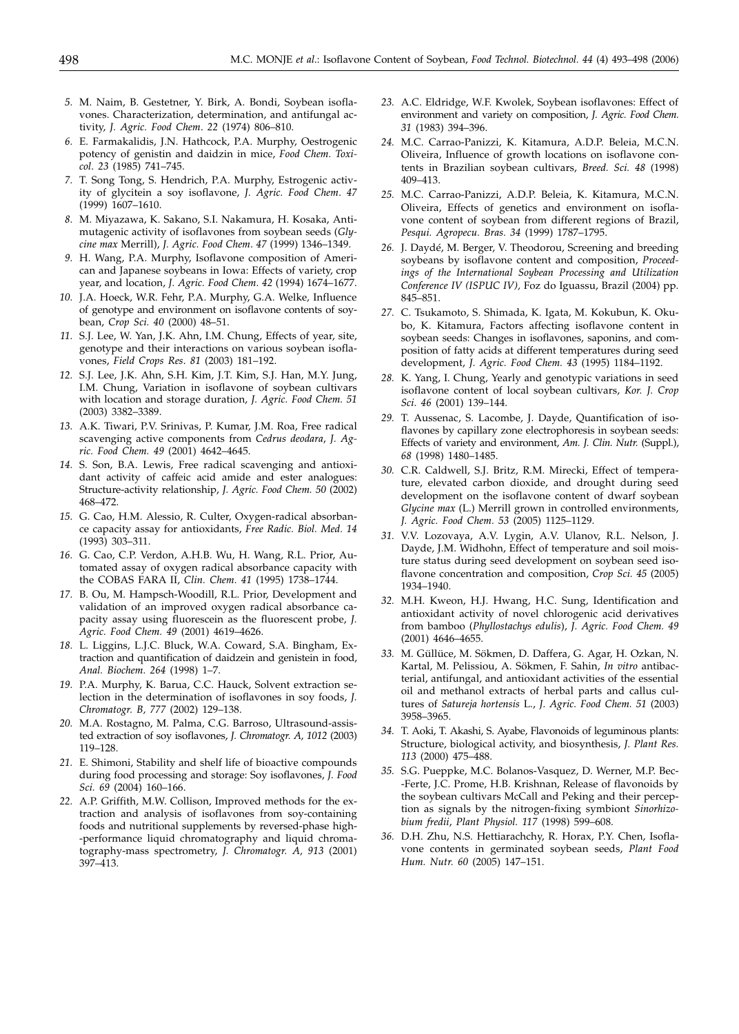*5.* M. Naim, B. Gestetner, Y. Birk, A. Bondi, Soybean isoflavones. Characterization, determination, and antifungal activity, *J. Agric. Food Chem*. *22* (1974) 806–810.

*6.* E. Farmakalidis, J.N. Hathcock, P.A. Murphy, Oestrogenic potency of genistin and daidzin in mice, *Food Chem. Toxicol. 23* (1985) 741–745.

*7.* T. Song Tong, S. Hendrich, P.A. Murphy, Estrogenic activity of glycitein a soy isoflavone, *J. Agric. Food Chem*. *47* (1999) 1607–1610.

*8.* M. Miyazawa, K. Sakano, S.I. Nakamura, H. Kosaka, Antimutagenic activity of isoflavones from soybean seeds (*Glycine max* Merrill), *J. Agric. Food Chem*. *47* (1999) 1346–1349.

*9.* H. Wang, P.A. Murphy, Isoflavone composition of American and Japanese soybeans in Iowa: Effects of variety, crop year, and location, *J. Agric. Food Chem. 42* (1994) 1674–1677.

*10.* J.A. Hoeck, W.R. Fehr, P.A. Murphy, G.A. Welke, Influence of genotype and environment on isoflavone contents of soybean, *Crop Sci. 40* (2000) 48–51.

*11.* S.J. Lee, W. Yan, J.K. Ahn, I.M. Chung, Effects of year, site, genotype and their interactions on various soybean isoflavones, *Field Crops Res*. *81* (2003) 181–192.

*12.* S.J. Lee, J.K. Ahn, S.H. Kim, J.T. Kim, S.J. Han, M.Y. Jung, I.M. Chung, Variation in isoflavone of soybean cultivars with location and storage duration, *J. Agric. Food Chem. 51* (2003) 3382–3389.

*13.* A.K. Tiwari, P.V. Srinivas, P. Kumar, J.M. Roa, Free radical scavenging active components from *Cedrus deodara*, *J. Agric. Food Chem. 49* (2001) 4642–4645.

*14.* S. Son, B.A. Lewis, Free radical scavenging and antioxidant activity of caffeic acid amide and ester analogues: Structure-activity relationship, *J. Agric. Food Chem. 50* (2002) 468–472.

*15.* G. Cao, H.M. Alessio, R. Culter, Oxygen-radical absorbance capacity assay for antioxidants, *Free Radic. Biol. Med. 14* (1993) 303–311.

*16.* G. Cao, C.P. Verdon, A.H.B. Wu, H. Wang, R.L. Prior, Automated assay of oxygen radical absorbance capacity with the COBAS FARA II, *Clin. Chem. 41* (1995) 1738–1744.

*17.* B. Ou, M. Hampsch-Woodill, R.L. Prior, Development and validation of an improved oxygen radical absorbance capacity assay using fluorescein as the fluorescent probe, *J. Agric. Food Chem. 49* (2001) 4619–4626.

*18.* L. Liggins, L.J.C. Bluck, W.A. Coward, S.A. Bingham, Extraction and quantification of daidzein and genistein in food, *Anal. Biochem. 264* (1998) 1–7.

*19.* P.A. Murphy, K. Barua, C.C. Hauck, Solvent extraction selection in the determination of isoflavones in soy foods, *J. Chromatogr. B, 777* (2002) 129–138.

*20.* M.A. Rostagno, M. Palma, C.G. Barroso, Ultrasound-assisted extraction of soy isoflavones, *J. Chromatogr. A, 1012* (2003) 119–128.

*21.* E. Shimoni, Stability and shelf life of bioactive compounds during food processing and storage: Soy isoflavones, *J. Food Sci. 69* (2004) 160–166.

*22.* A.P. Griffith, M.W. Collison, Improved methods for the extraction and analysis of isoflavones from soy-containing foods and nutritional supplements by reversed-phase high-performance liquid chromatography and liquid chromatography-mass spectrometry, *J. Chromatogr. A, 913* (2001) 397–413.

*23.* A.C. Eldridge, W.F. Kwolek, Soybean isoflavones: Effect of environment and variety on composition, *J. Agric. Food Chem. 31* (1983) 394–396.

*24.* M.C. Carrao-Panizzi, K. Kitamura, A.D.P. Beleia, M.C.N. Oliveira, Influence of growth locations on isoflavone contents in Brazilian soybean cultivars, *Breed. Sci. 48* (1998) 409–413.

*25.* M.C. Carrao-Panizzi, A.D.P. Beleia, K. Kitamura, M.C.N. Oliveira, Effects of genetics and environment on isoflavone content of soybean from different regions of Brazil, *Pesqui. Agropecu. Bras. 34* (1999) 1787–1795.

*26.* J. Daydé, M. Berger, V. Theodorou, Screening and breeding soybeans by isoflavone content and composition, *Proceedings of the International Soybean Processing and Utilization Conference IV (ISPUC IV)*, Foz do Iguassu, Brazil (2004) pp. 845–851.

*27.* C. Tsukamoto, S. Shimada, K. Igata, M. Kokubun, K. Okubo, K. Kitamura, Factors affecting isoflavone content in soybean seeds: Changes in isoflavones, saponins, and composition of fatty acids at different temperatures during seed development, *J. Agric. Food Chem. 43* (1995) 1184–1192.

*28.* K. Yang, I. Chung, Yearly and genotypic variations in seed isoflavone content of local soybean cultivars, *Kor. J. Crop Sci. 46* (2001) 139–144.

*29.* T. Aussenac, S. Lacombe, J. Dayde, Quantification of isoflavones by capillary zone electrophoresis in soybean seeds: Effects of variety and environment, *Am. J. Clin. Nutr.* (Suppl.), *68* (1998) 1480–1485.

*30.* C.R. Caldwell, S.J. Britz, R.M. Mirecki, Effect of temperature, elevated carbon dioxide, and drought during seed development on the isoflavone content of dwarf soybean *Glycine max* (L.) Merrill grown in controlled environments, *J. Agric. Food Chem. 53* (2005) 1125–1129.

*31.* V.V. Lozovaya, A.V. Lygin, A.V. Ulanov, R.L. Nelson, J. Dayde, J.M. Widhohn, Effect of temperature and soil moisture status during seed development on soybean seed isoflavone concentration and composition, *Crop Sci. 45* (2005) 1934–1940.

*32.* M.H. Kweon, H.J. Hwang, H.C. Sung, Identification and antioxidant activity of novel chlorogenic acid derivatives from bamboo (*Phyllostachys edulis*), *J. Agric. Food Chem. 49* (2001) 4646–4655.

*33.* M. Güllüce, M. Sökmen, D. Daffera, G. Agar, H. Ozkan, N. Kartal, M. Pelissiou, A. Sökmen, F. Sahin, *In vitro* antibacterial, antifungal, and antioxidant activities of the essential oil and methanol extracts of herbal parts and callus cultures of *Satureja hortensis* L., *J. Agric. Food Chem. 51* (2003) 3958–3965.

*34.* T. Aoki, T. Akashi, S. Ayabe, Flavonoids of leguminous plants: Structure, biological activity, and biosynthesis, *J. Plant Res. 113* (2000) 475–488.

*35.* S.G. Pueppke, M.C. Bolanos-Vasquez, D. Werner, M.P. Bec-Ferte, J.C. Prome, H.B. Krishnan, Release of flavonoids by the soybean cultivars McCall and Peking and their perception as signals by the nitrogen-fixing symbiont *Sinorhizobium fredii*, *Plant Physiol. 117* (1998) 599–608.

*36.* D.H. Zhu, N.S. Hettiarachchy, R. Horax, P.Y. Chen, Isoflavone contents in germinated soybean seeds, *Plant Food Hum. Nutr. 60* (2005) 147–151.